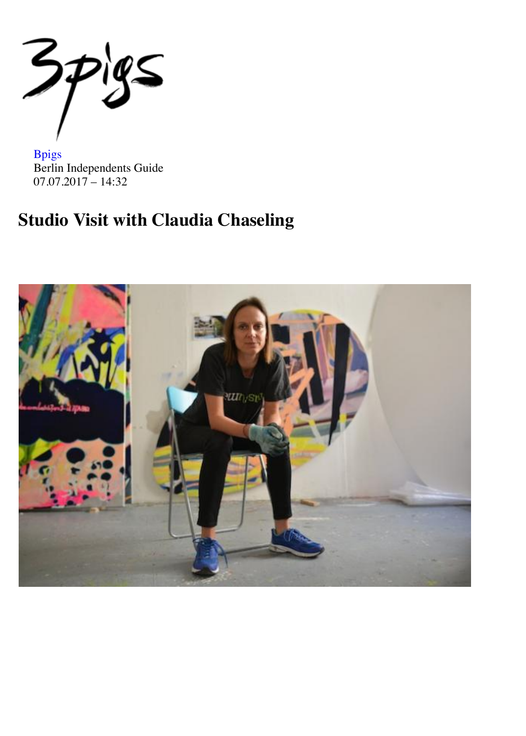Bpigs
Berlin Independents Guide
07.07.2017 – 14:32

# Studio Visit with Claudia Chaseling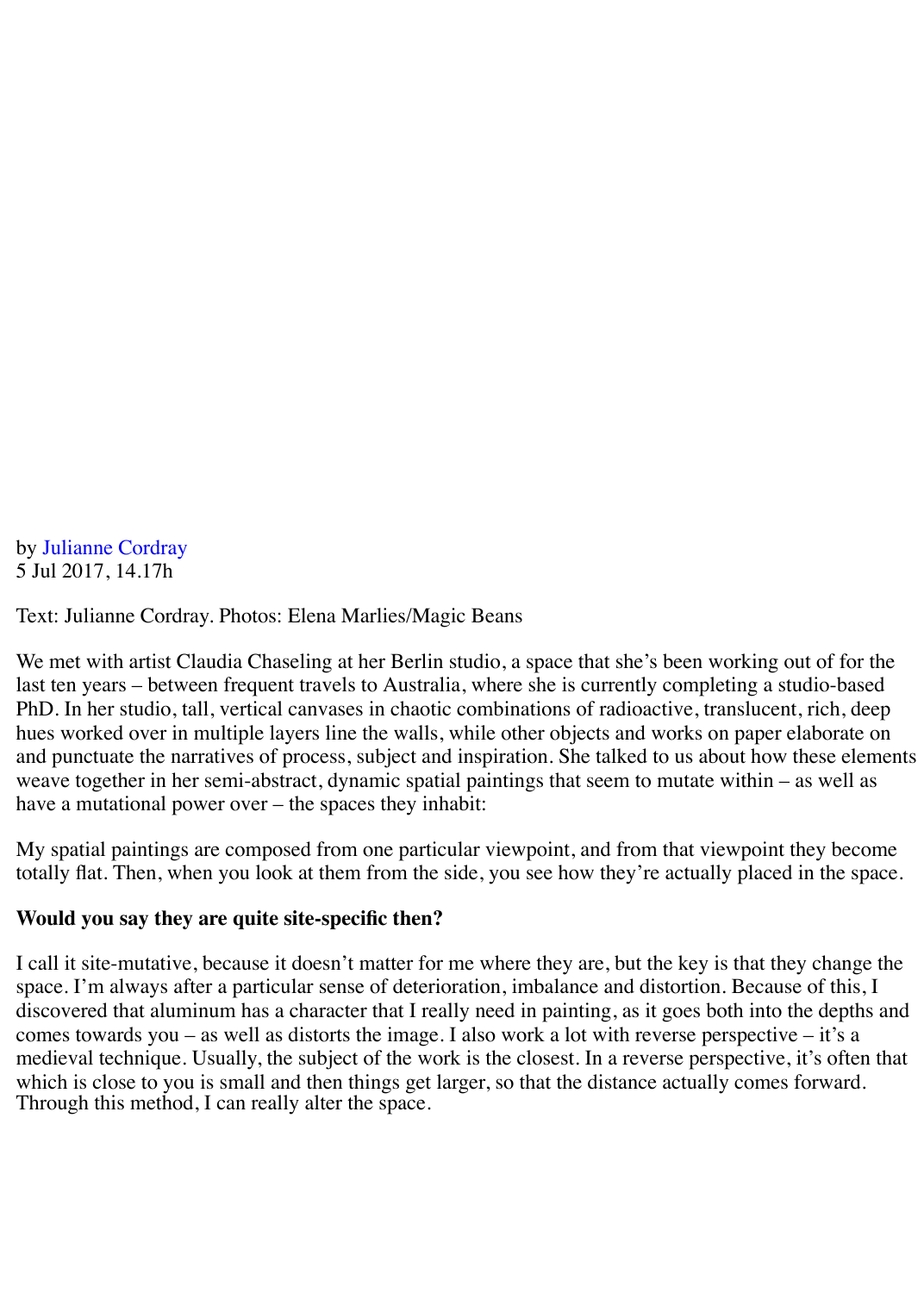by Julianne Cordray
5 Jul 2017, 14.17h

Text: Julianne Cordray. Photos: Elena Marlies/Magic Beans

We met with artist Claudia Chaseling at her Berlin studio, a space that she's been working out of for the last ten years – between frequent travels to Australia, where she is currently completing a studio-based PhD. In her studio, tall, vertical canvases in chaotic combinations of radioactive, translucent, rich, deep hues worked over in multiple layers line the walls, while other objects and works on paper elaborate on and punctuate the narratives of process, subject and inspiration. She talked to us about how these elements weave together in her semi-abstract, dynamic spatial paintings that seem to mutate within – as well as have a mutational power over – the spaces they inhabit:

My spatial paintings are composed from one particular viewpoint, and from that viewpoint they become totally flat. Then, when you look at them from the side, you see how they're actually placed in the space.

**Would you say they are quite site-specific then?**

I call it site-mutative, because it doesn't matter for me where they are, but the key is that they change the space. I'm always after a particular sense of deterioration, imbalance and distortion. Because of this, I discovered that aluminum has a character that I really need in painting, as it goes both into the depths and comes towards you – as well as distorts the image. I also work a lot with reverse perspective – it's a medieval technique. Usually, the subject of the work is the closest. In a reverse perspective, it's often that which is close to you is small and then things get larger, so that the distance actually comes forward. Through this method, I can really alter the space.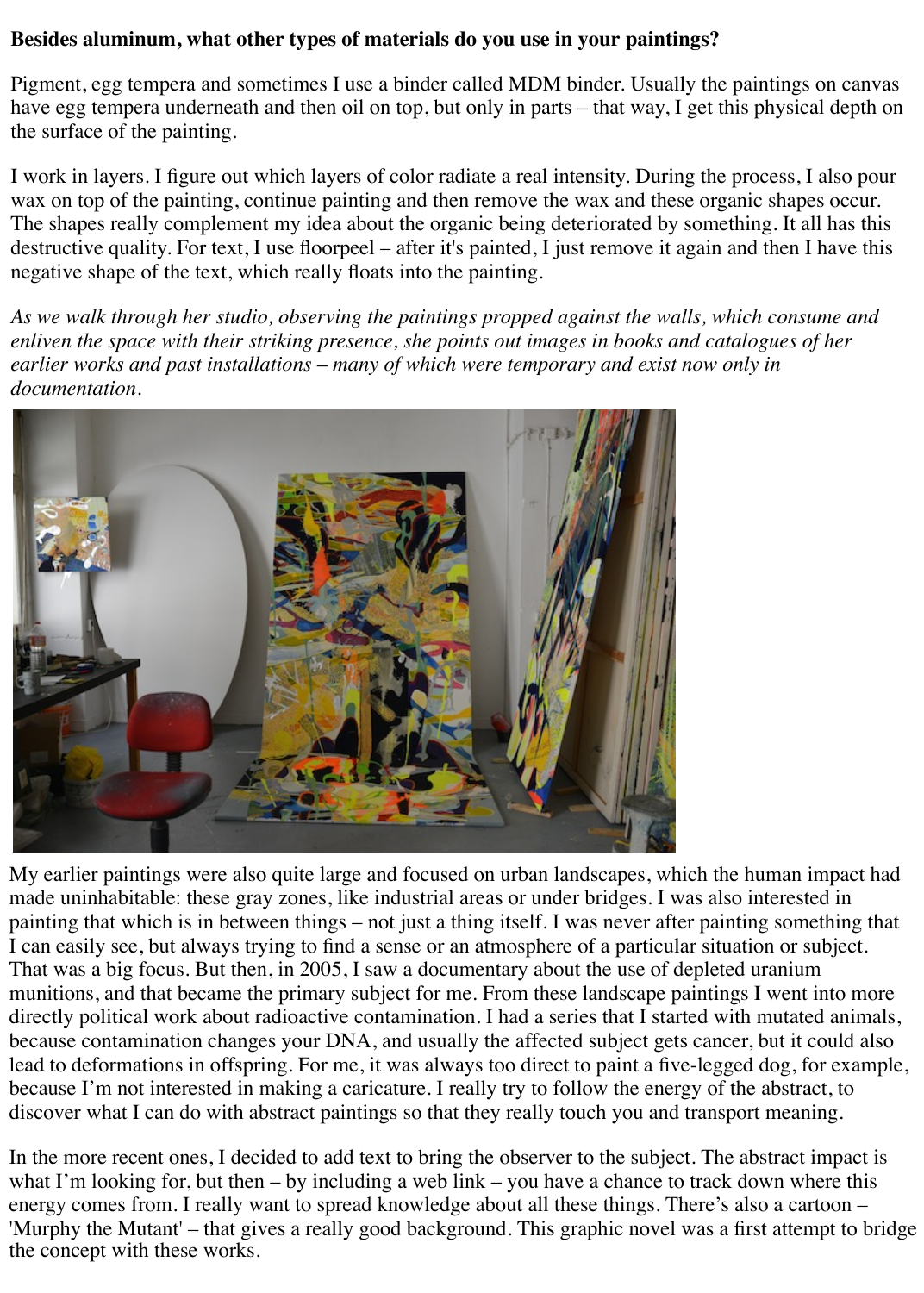**Besides aluminum, what other types of materials do you use in your paintings?**

Pigment, egg tempera and sometimes I use a binder called MDM binder. Usually the paintings on canvas have egg tempera underneath and then oil on top, but only in parts – that way, I get this physical depth on the surface of the painting.

I work in layers. I figure out which layers of color radiate a real intensity. During the process, I also pour wax on top of the painting, continue painting and then remove the wax and these organic shapes occur. The shapes really complement my idea about the organic being deteriorated by something. It all has this destructive quality. For text, I use floorpeel – after it's painted, I just remove it again and then I have this negative shape of the text, which really floats into the painting.

*As we walk through her studio, observing the paintings propped against the walls, which consume and enliven the space with their striking presence, she points out images in books and catalogues of her earlier works and past installations – many of which were temporary and exist now only in documentation.*

My earlier paintings were also quite large and focused on urban landscapes, which the human impact had made uninhabitable: these gray zones, like industrial areas or under bridges. I was also interested in painting that which is in between things – not just a thing itself. I was never after painting something that I can easily see, but always trying to find a sense or an atmosphere of a particular situation or subject. That was a big focus. But then, in 2005, I saw a documentary about the use of depleted uranium munitions, and that became the primary subject for me. From these landscape paintings I went into more directly political work about radioactive contamination. I had a series that I started with mutated animals, because contamination changes your DNA, and usually the affected subject gets cancer, but it could also lead to deformations in offspring. For me, it was always too direct to paint a five-legged dog, for example, because I'm not interested in making a caricature. I really try to follow the energy of the abstract, to discover what I can do with abstract paintings so that they really touch you and transport meaning.

In the more recent ones, I decided to add text to bring the observer to the subject. The abstract impact is what I'm looking for, but then – by including a web link – you have a chance to track down where this energy comes from. I really want to spread knowledge about all these things. There's also a cartoon – 'Murphy the Mutant' – that gives a really good background. This graphic novel was a first attempt to bridge the concept with these works.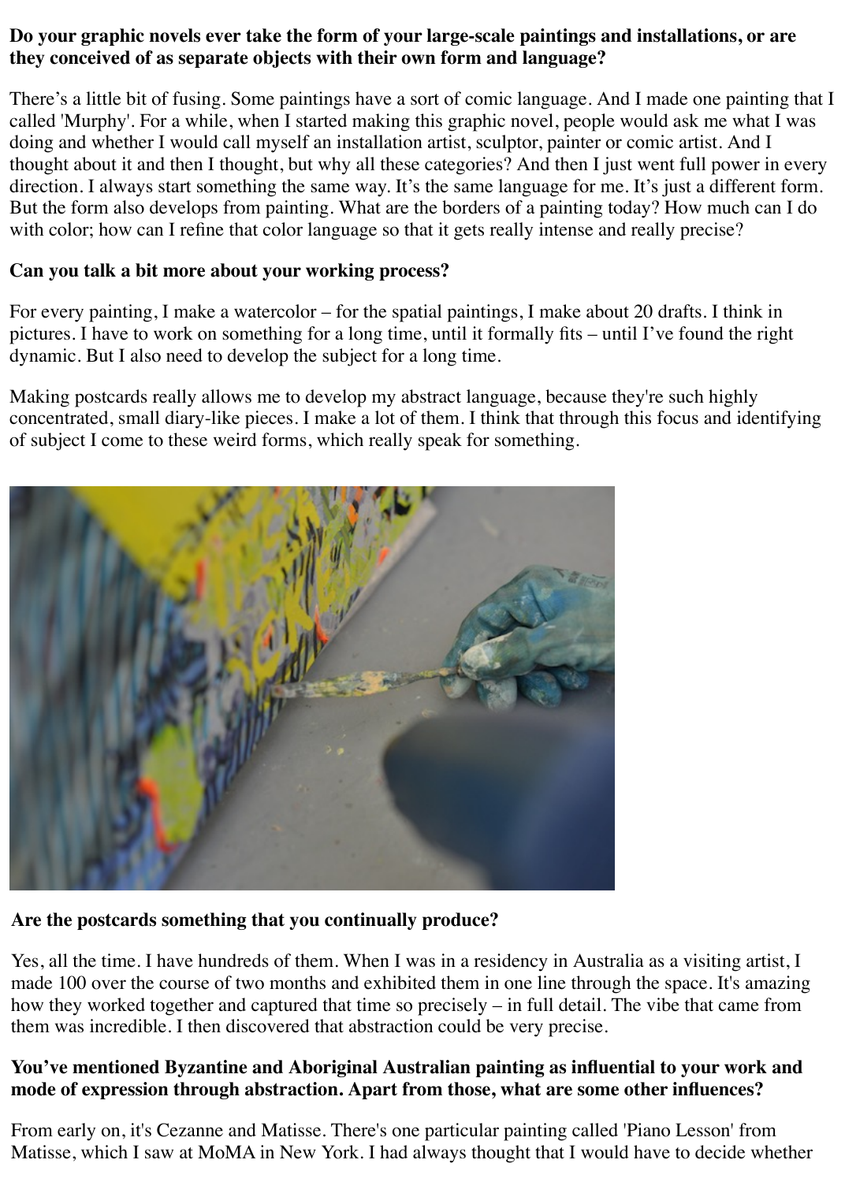**Do your graphic novels ever take the form of your large-scale paintings and installations, or are they conceived of as separate objects with their own form and language?**

There's a little bit of fusing. Some paintings have a sort of comic language. And I made one painting that I called 'Murphy'. For a while, when I started making this graphic novel, people would ask me what I was doing and whether I would call myself an installation artist, sculptor, painter or comic artist. And I thought about it and then I thought, but why all these categories? And then I just went full power in every direction. I always start something the same way. It's the same language for me. It's just a different form. But the form also develops from painting. What are the borders of a painting today? How much can I do with color; how can I refine that color language so that it gets really intense and really precise?

**Can you talk a bit more about your working process?**

For every painting, I make a watercolor – for the spatial paintings, I make about 20 drafts. I think in pictures. I have to work on something for a long time, until it formally fits – until I've found the right dynamic. But I also need to develop the subject for a long time.

Making postcards really allows me to develop my abstract language, because they're such highly concentrated, small diary-like pieces. I make a lot of them. I think that through this focus and identifying of subject I come to these weird forms, which really speak for something.

**Are the postcards something that you continually produce?**

Yes, all the time. I have hundreds of them. When I was in a residency in Australia as a visiting artist, I made 100 over the course of two months and exhibited them in one line through the space. It's amazing how they worked together and captured that time so precisely – in full detail. The vibe that came from them was incredible. I then discovered that abstraction could be very precise.

**You've mentioned Byzantine and Aboriginal Australian painting as influential to your work and mode of expression through abstraction. Apart from those, what are some other influences?**

From early on, it's Cezanne and Matisse. There's one particular painting called 'Piano Lesson' from Matisse, which I saw at MoMA in New York. I had always thought that I would have to decide whether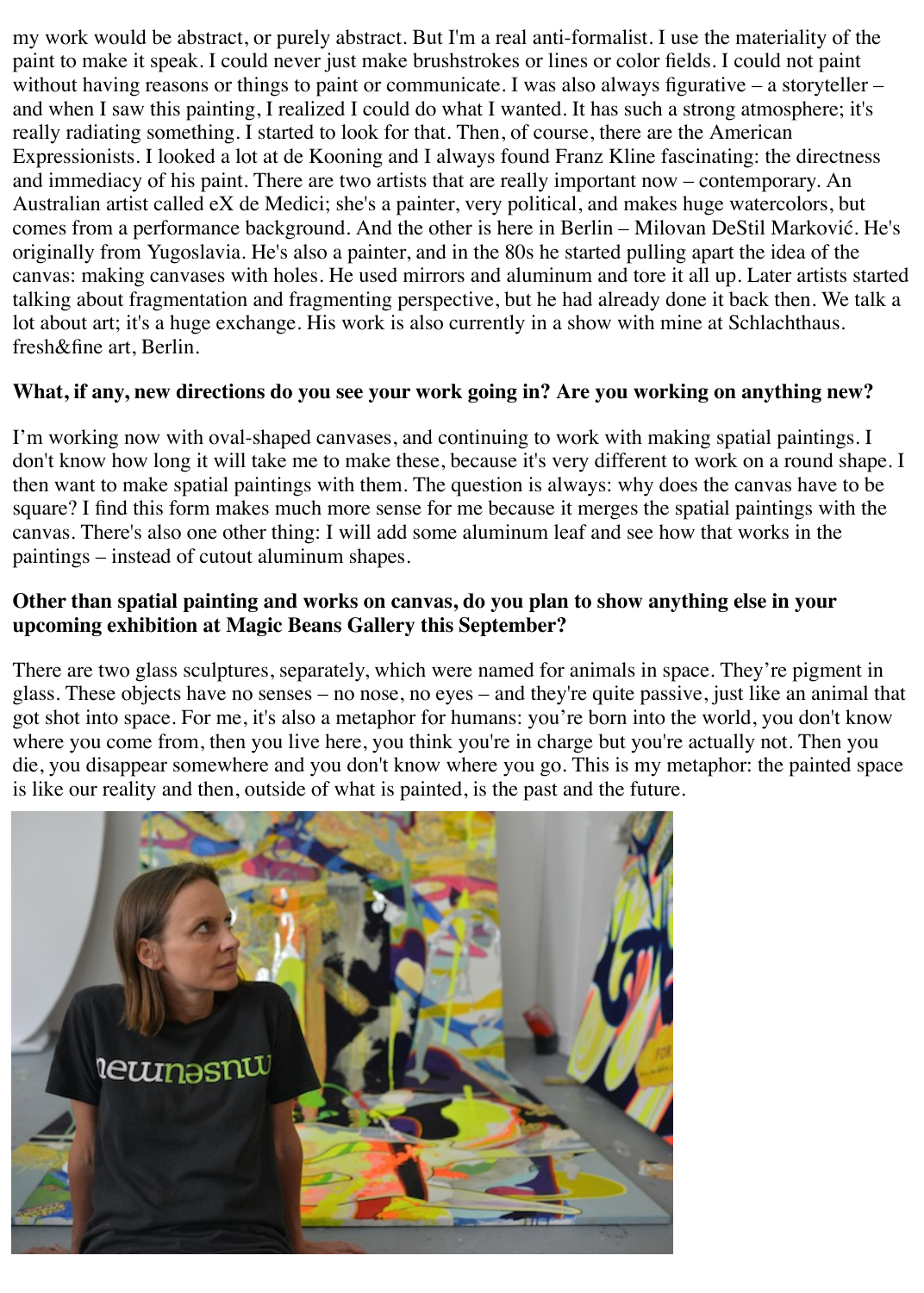my work would be abstract, or purely abstract. But I'm a real anti-formalist. I use the materiality of the paint to make it speak. I could never just make brushstrokes or lines or color fields. I could not paint without having reasons or things to paint or communicate. I was also always figurative – a storyteller – and when I saw this painting, I realized I could do what I wanted. It has such a strong atmosphere; it's really radiating something. I started to look for that. Then, of course, there are the American Expressionists. I looked a lot at de Kooning and I always found Franz Kline fascinating: the directness and immediacy of his paint. There are two artists that are really important now – contemporary. An Australian artist called eX de Medici; she's a painter, very political, and makes huge watercolors, but comes from a performance background. And the other is here in Berlin – Milovan DeStil Marković. He's originally from Yugoslavia. He's also a painter, and in the 80s he started pulling apart the idea of the canvas: making canvases with holes. He used mirrors and aluminum and tore it all up. Later artists started talking about fragmentation and fragmenting perspective, but he had already done it back then. We talk a lot about art; it's a huge exchange. His work is also currently in a show with mine at Schlachthaus. fresh&fine art, Berlin.

**What, if any, new directions do you see your work going in? Are you working on anything new?**

I'm working now with oval-shaped canvases, and continuing to work with making spatial paintings. I don't know how long it will take me to make these, because it's very different to work on a round shape. I then want to make spatial paintings with them. The question is always: why does the canvas have to be square? I find this form makes much more sense for me because it merges the spatial paintings with the canvas. There's also one other thing: I will add some aluminum leaf and see how that works in the paintings – instead of cutout aluminum shapes.

**Other than spatial painting and works on canvas, do you plan to show anything else in your upcoming exhibition at Magic Beans Gallery this September?**

There are two glass sculptures, separately, which were named for animals in space. They're pigment in glass. These objects have no senses – no nose, no eyes – and they're quite passive, just like an animal that got shot into space. For me, it's also a metaphor for humans: you're born into the world, you don't know where you come from, then you live here, you think you're in charge but you're actually not. Then you die, you disappear somewhere and you don't know where you go. This is my metaphor: the painted space is like our reality and then, outside of what is painted, is the past and the future.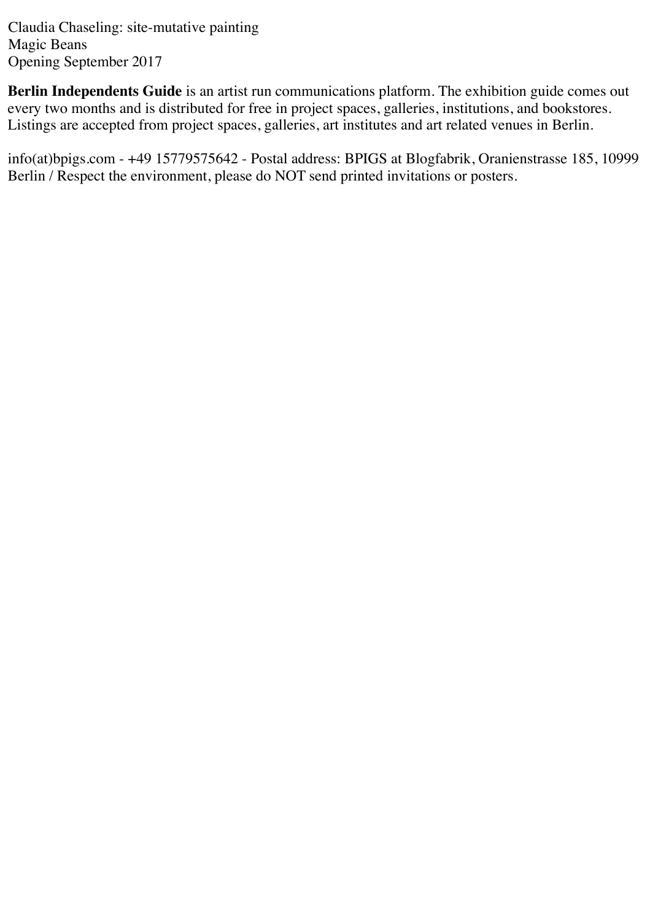Claudia Chaseling: site-mutative painting
Magic Beans
Opening September 2017

**Berlin Independents Guide** is an artist run communications platform. The exhibition guide comes out every two months and is distributed for free in project spaces, galleries, institutions, and bookstores. Listings are accepted from project spaces, galleries, art institutes and art related venues in Berlin.

info(at)bpigs.com - +49 15779575642 - Postal address: BPIGS at Blogfabrik, Oranienstrasse 185, 10999 Berlin / Respect the environment, please do NOT send printed invitations or posters.